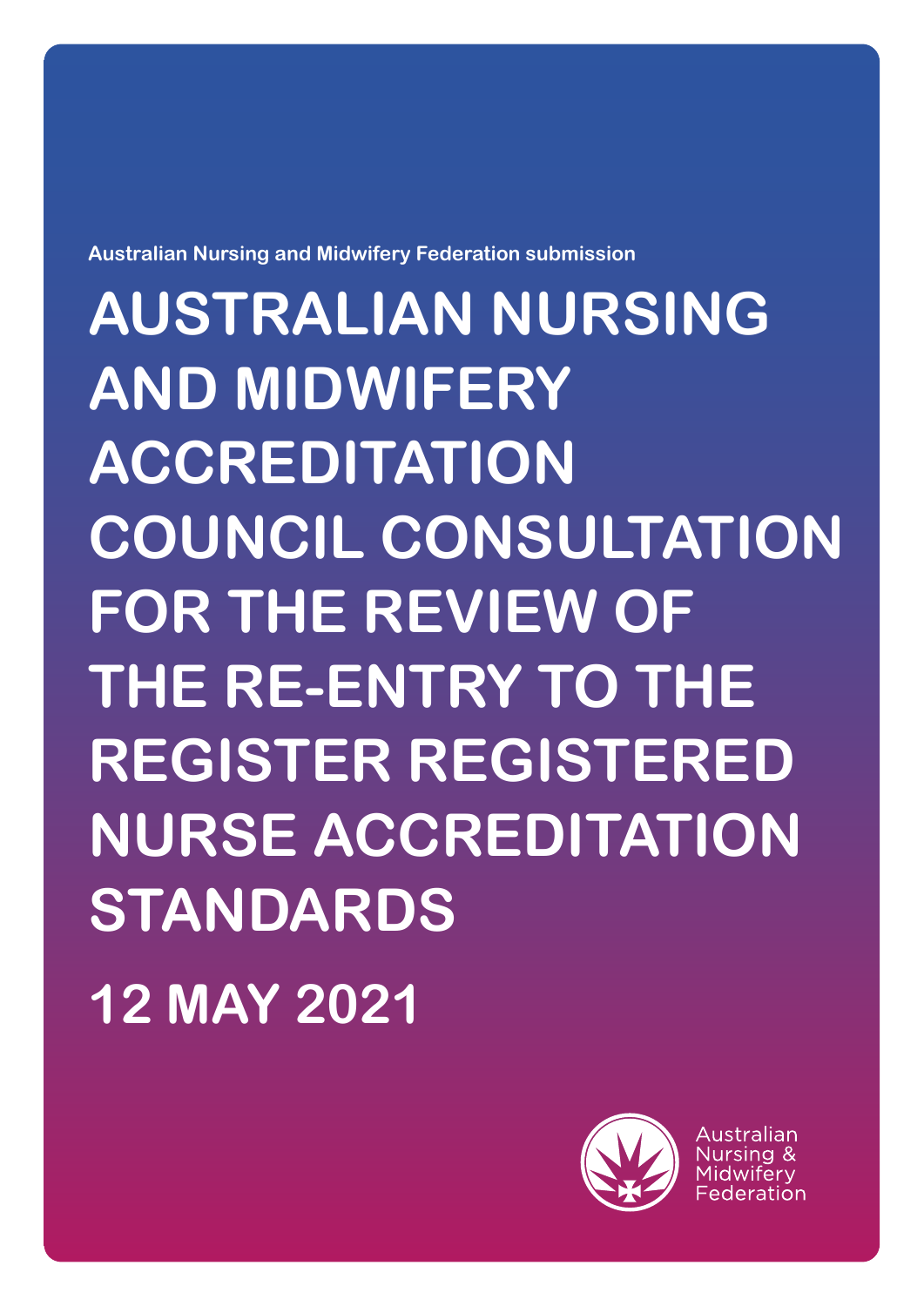Australian Nursing and Midwifery Federation submission

# AUSTRALIAN NURSING AND MIDWIFERY ACCREDITATION COUNCIL CONSULTATION FOR THE REVIEW OF THE RE-ENTRY TO THE REGISTER REGISTERED NURSE ACCREDITATION STANDARDS

## 12 MAY 2021

Australian Nursing & Midwifery Federation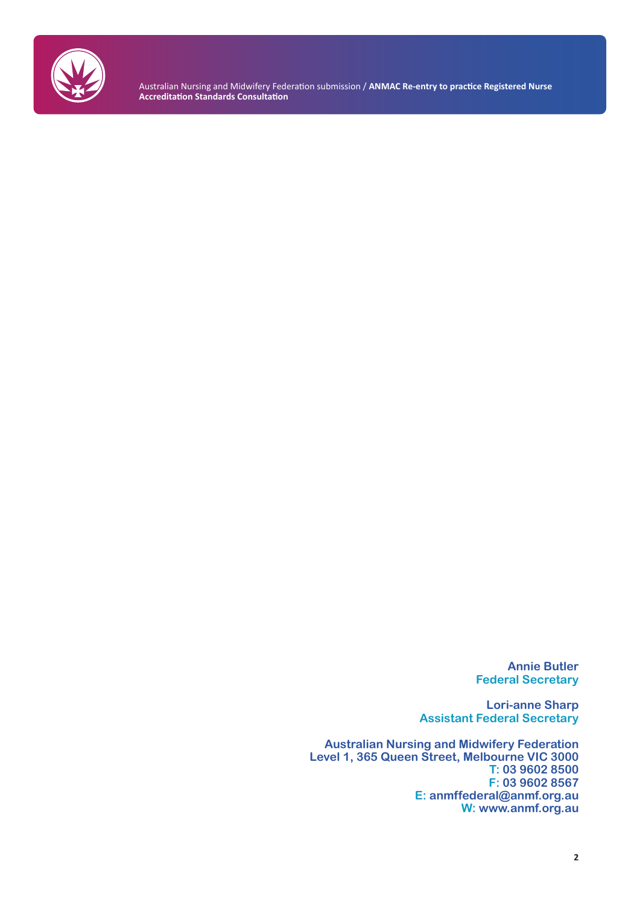**Annie Butler**
**Federal Secretary**

**Lori-anne Sharp**
**Assistant Federal Secretary**

**Australian Nursing and Midwifery Federation**
**Level 1, 365 Queen Street, Melbourne VIC 3000**
**T: 03 9602 8500**
**F: 03 9602 8567**
**E: anmffederal@anmf.org.au**
**W: www.anmf.org.au**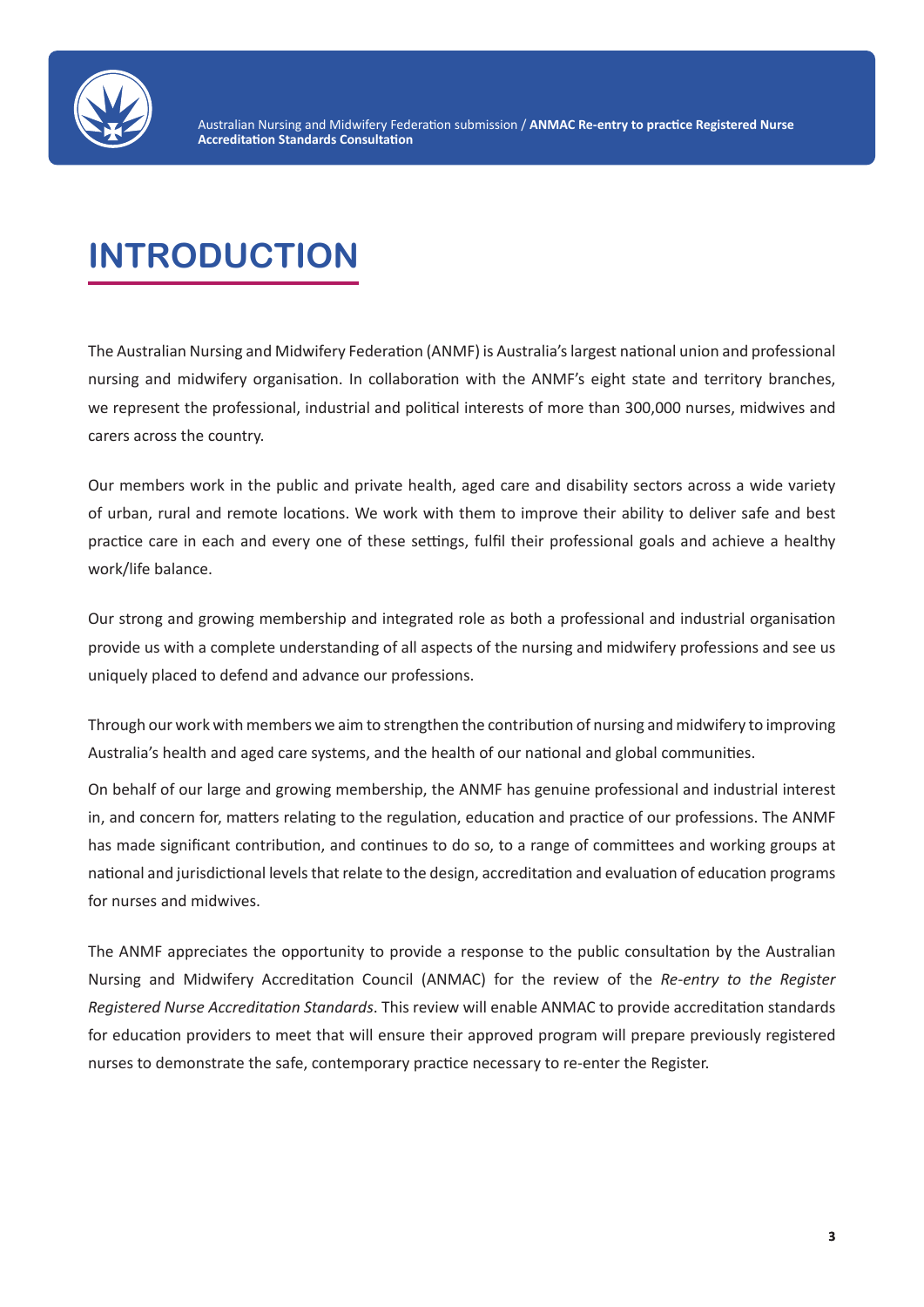# INTRODUCTION

The Australian Nursing and Midwifery Federation (ANMF) is Australia's largest national union and professional nursing and midwifery organisation. In collaboration with the ANMF's eight state and territory branches, we represent the professional, industrial and political interests of more than 300,000 nurses, midwives and carers across the country.

Our members work in the public and private health, aged care and disability sectors across a wide variety of urban, rural and remote locations. We work with them to improve their ability to deliver safe and best practice care in each and every one of these settings, fulfil their professional goals and achieve a healthy work/life balance.

Our strong and growing membership and integrated role as both a professional and industrial organisation provide us with a complete understanding of all aspects of the nursing and midwifery professions and see us uniquely placed to defend and advance our professions.

Through our work with members we aim to strengthen the contribution of nursing and midwifery to improving Australia's health and aged care systems, and the health of our national and global communities.

On behalf of our large and growing membership, the ANMF has genuine professional and industrial interest in, and concern for, matters relating to the regulation, education and practice of our professions. The ANMF has made significant contribution, and continues to do so, to a range of committees and working groups at national and jurisdictional levels that relate to the design, accreditation and evaluation of education programs for nurses and midwives.

The ANMF appreciates the opportunity to provide a response to the public consultation by the Australian Nursing and Midwifery Accreditation Council (ANMAC) for the review of the *Re-entry to the Register Registered Nurse Accreditation Standards*. This review will enable ANMAC to provide accreditation standards for education providers to meet that will ensure their approved program will prepare previously registered nurses to demonstrate the safe, contemporary practice necessary to re-enter the Register.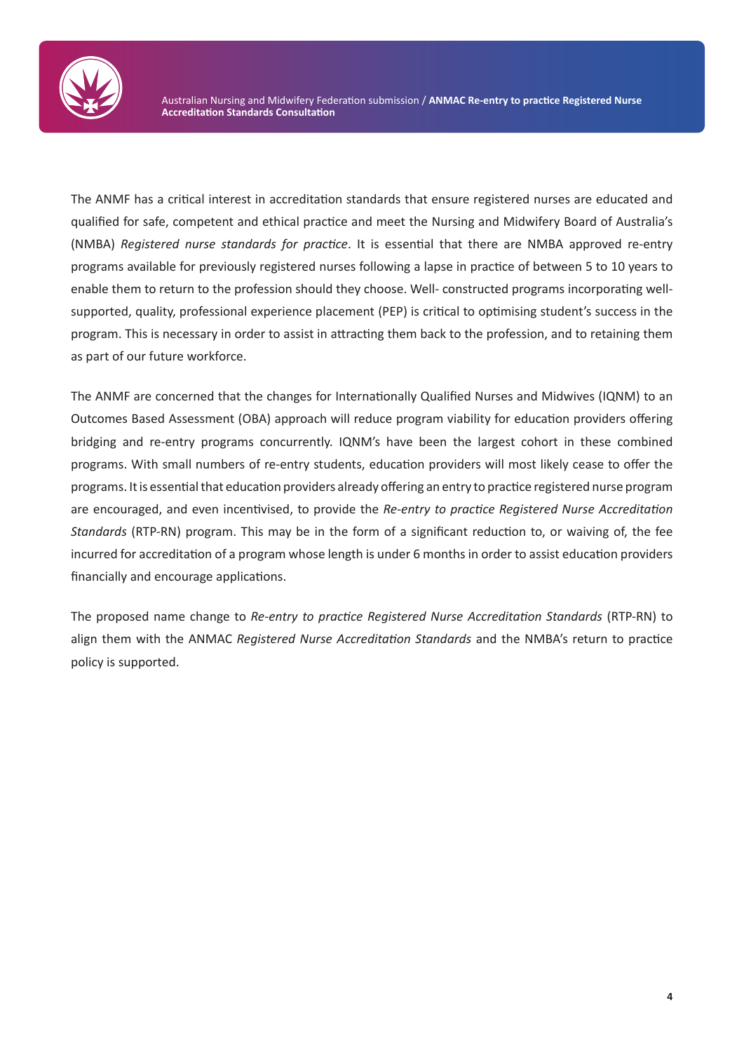The ANMF has a critical interest in accreditation standards that ensure registered nurses are educated and qualified for safe, competent and ethical practice and meet the Nursing and Midwifery Board of Australia's (NMBA) *Registered nurse standards for practice*. It is essential that there are NMBA approved re-entry programs available for previously registered nurses following a lapse in practice of between 5 to 10 years to enable them to return to the profession should they choose. Well- constructed programs incorporating well-supported, quality, professional experience placement (PEP) is critical to optimising student's success in the program. This is necessary in order to assist in attracting them back to the profession, and to retaining them as part of our future workforce.

The ANMF are concerned that the changes for Internationally Qualified Nurses and Midwives (IQNM) to an Outcomes Based Assessment (OBA) approach will reduce program viability for education providers offering bridging and re-entry programs concurrently. IQNM's have been the largest cohort in these combined programs. With small numbers of re-entry students, education providers will most likely cease to offer the programs. It is essential that education providers already offering an entry to practice registered nurse program are encouraged, and even incentivised, to provide the *Re-entry to practice Registered Nurse Accreditation Standards* (RTP-RN) program. This may be in the form of a significant reduction to, or waiving of, the fee incurred for accreditation of a program whose length is under 6 months in order to assist education providers financially and encourage applications.

The proposed name change to *Re-entry to practice Registered Nurse Accreditation Standards* (RTP-RN) to align them with the ANMAC *Registered Nurse Accreditation Standards* and the NMBA's return to practice policy is supported.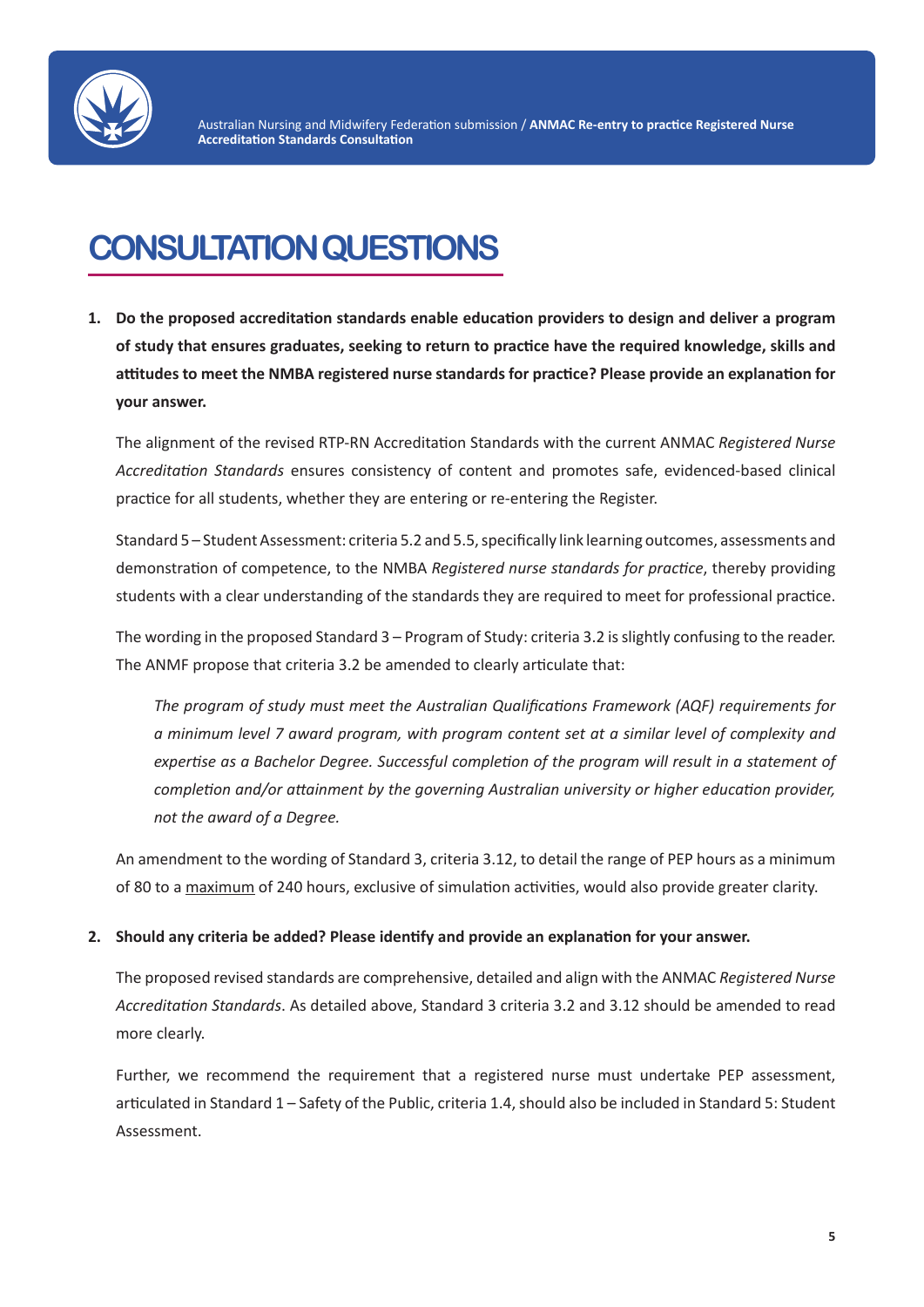# CONSULTATION QUESTIONS

1. **Do the proposed accreditation standards enable education providers to design and deliver a program of study that ensures graduates, seeking to return to practice have the required knowledge, skills and attitudes to meet the NMBA registered nurse standards for practice? Please provide an explanation for your answer.**

   The alignment of the revised RTP-RN Accreditation Standards with the current ANMAC *Registered Nurse Accreditation Standards* ensures consistency of content and promotes safe, evidenced-based clinical practice for all students, whether they are entering or re-entering the Register.

   Standard 5 – Student Assessment: criteria 5.2 and 5.5, specifically link learning outcomes, assessments and demonstration of competence, to the NMBA *Registered nurse standards for practice*, thereby providing students with a clear understanding of the standards they are required to meet for professional practice.

   The wording in the proposed Standard 3 – Program of Study: criteria 3.2 is slightly confusing to the reader. The ANMF propose that criteria 3.2 be amended to clearly articulate that:

   > *The program of study must meet the Australian Qualifications Framework (AQF) requirements for a minimum level 7 award program, with program content set at a similar level of complexity and expertise as a Bachelor Degree. Successful completion of the program will result in a statement of completion and/or attainment by the governing Australian university or higher education provider, not the award of a Degree.*

   An amendment to the wording of Standard 3, criteria 3.12, to detail the range of PEP hours as a minimum of 80 to a <u>maximum</u> of 240 hours, exclusive of simulation activities, would also provide greater clarity.

2. **Should any criteria be added? Please identify and provide an explanation for your answer.**

   The proposed revised standards are comprehensive, detailed and align with the ANMAC *Registered Nurse Accreditation Standards*. As detailed above, Standard 3 criteria 3.2 and 3.12 should be amended to read more clearly.

   Further, we recommend the requirement that a registered nurse must undertake PEP assessment, articulated in Standard 1 – Safety of the Public, criteria 1.4, should also be included in Standard 5: Student Assessment.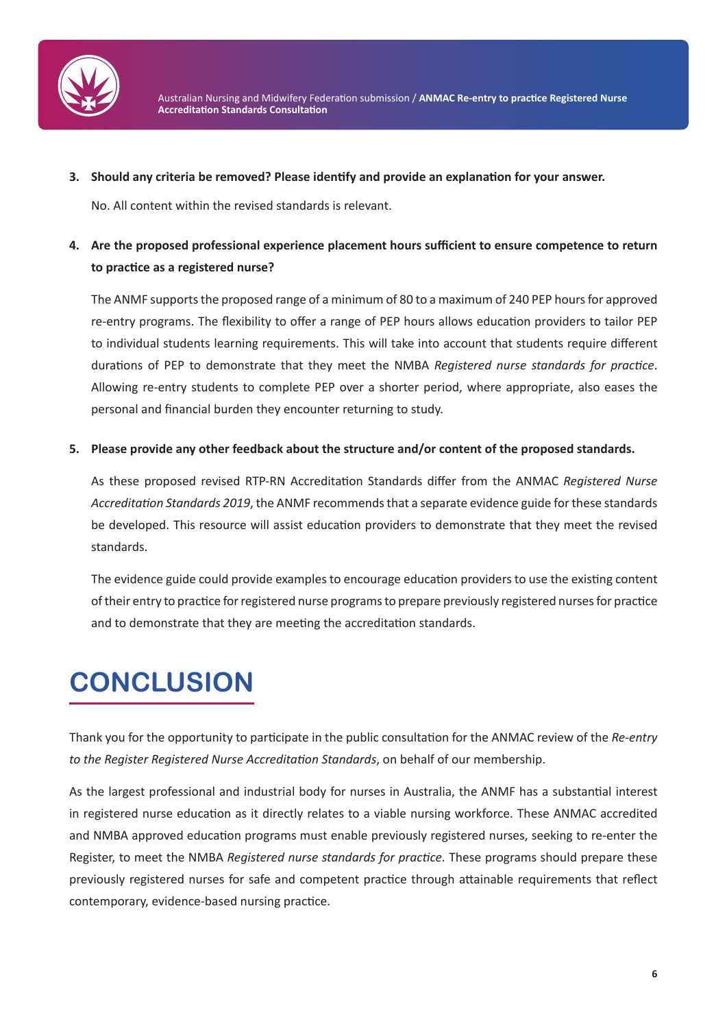3. **Should any criteria be removed? Please identify and provide an explanation for your answer.**

   No. All content within the revised standards is relevant.

4. **Are the proposed professional experience placement hours sufficient to ensure competence to return to practice as a registered nurse?**

   The ANMF supports the proposed range of a minimum of 80 to a maximum of 240 PEP hours for approved re-entry programs. The flexibility to offer a range of PEP hours allows education providers to tailor PEP to individual students learning requirements. This will take into account that students require different durations of PEP to demonstrate that they meet the NMBA *Registered nurse standards for practice*. Allowing re-entry students to complete PEP over a shorter period, where appropriate, also eases the personal and financial burden they encounter returning to study.

5. **Please provide any other feedback about the structure and/or content of the proposed standards.**

   As these proposed revised RTP-RN Accreditation Standards differ from the ANMAC *Registered Nurse Accreditation Standards 2019*, the ANMF recommends that a separate evidence guide for these standards be developed. This resource will assist education providers to demonstrate that they meet the revised standards.

   The evidence guide could provide examples to encourage education providers to use the existing content of their entry to practice for registered nurse programs to prepare previously registered nurses for practice and to demonstrate that they are meeting the accreditation standards.

# CONCLUSION

Thank you for the opportunity to participate in the public consultation for the ANMAC review of the *Re-entry to the Register Registered Nurse Accreditation Standards*, on behalf of our membership.

As the largest professional and industrial body for nurses in Australia, the ANMF has a substantial interest in registered nurse education as it directly relates to a viable nursing workforce. These ANMAC accredited and NMBA approved education programs must enable previously registered nurses, seeking to re-enter the Register, to meet the NMBA *Registered nurse standards for practice*. These programs should prepare these previously registered nurses for safe and competent practice through attainable requirements that reflect contemporary, evidence-based nursing practice.